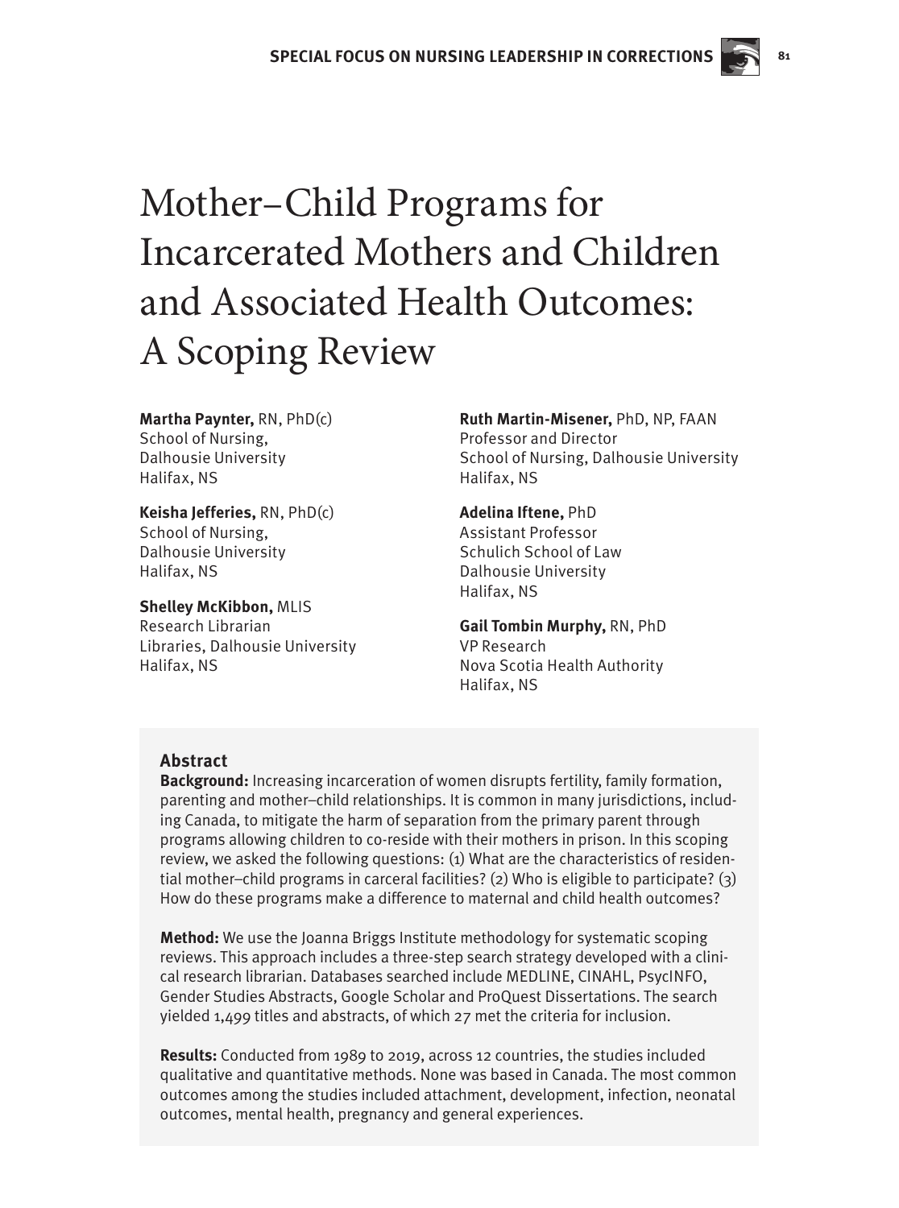# Mother–Child Programs for Incarcerated Mothers and Children and Associated Health Outcomes: A Scoping Review

**Martha Paynter,** RN, PhD(c)
School of Nursing,
Dalhousie University
Halifax, NS

**Keisha Jefferies,** RN, PhD(c)
School of Nursing,
Dalhousie University
Halifax, NS

**Shelley McKibbon,** MLIS
Research Librarian
Libraries, Dalhousie University
Halifax, NS

**Ruth Martin-Misener,** PhD, NP, FAAN
Professor and Director
School of Nursing, Dalhousie University
Halifax, NS

**Adelina Iftene,** PhD
Assistant Professor
Schulich School of Law
Dalhousie University
Halifax, NS

**Gail Tombin Murphy,** RN, PhD
VP Research
Nova Scotia Health Authority
Halifax, NS

## Abstract

**Background:** Increasing incarceration of women disrupts fertility, family formation, parenting and mother–child relationships. It is common in many jurisdictions, including Canada, to mitigate the harm of separation from the primary parent through programs allowing children to co-reside with their mothers in prison. In this scoping review, we asked the following questions: (1) What are the characteristics of residential mother–child programs in carceral facilities? (2) Who is eligible to participate? (3) How do these programs make a difference to maternal and child health outcomes?

**Method:** We use the Joanna Briggs Institute methodology for systematic scoping reviews. This approach includes a three-step search strategy developed with a clinical research librarian. Databases searched include MEDLINE, CINAHL, PsycINFO, Gender Studies Abstracts, Google Scholar and ProQuest Dissertations. The search yielded 1,499 titles and abstracts, of which 27 met the criteria for inclusion.

**Results:** Conducted from 1989 to 2019, across 12 countries, the studies included qualitative and quantitative methods. None was based in Canada. The most common outcomes among the studies included attachment, development, infection, neonatal outcomes, mental health, pregnancy and general experiences.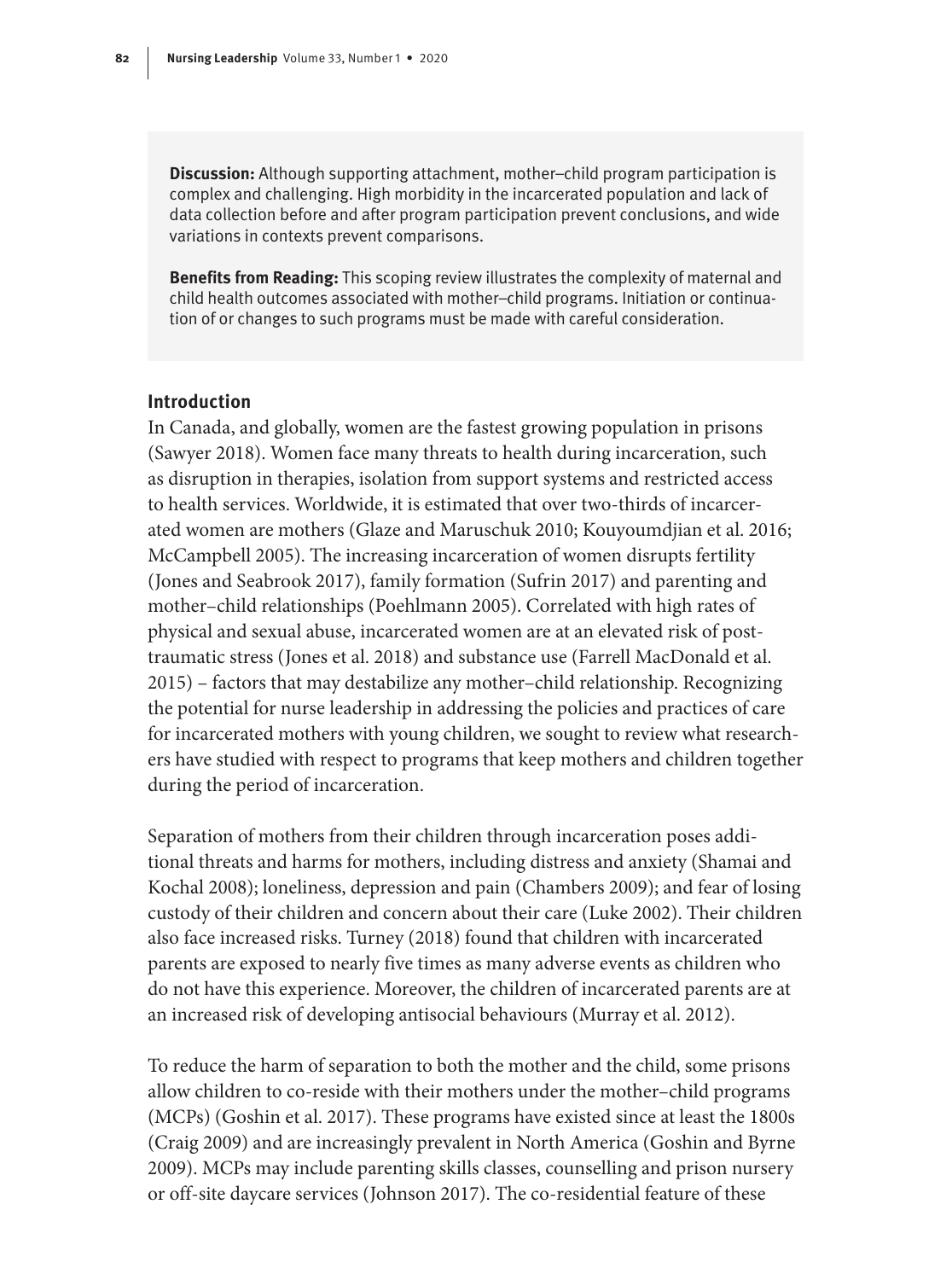**Discussion:** Although supporting attachment, mother–child program participation is complex and challenging. High morbidity in the incarcerated population and lack of data collection before and after program participation prevent conclusions, and wide variations in contexts prevent comparisons.

**Benefits from Reading:** This scoping review illustrates the complexity of maternal and child health outcomes associated with mother–child programs. Initiation or continuation of or changes to such programs must be made with careful consideration.

## Introduction

In Canada, and globally, women are the fastest growing population in prisons (Sawyer 2018). Women face many threats to health during incarceration, such as disruption in therapies, isolation from support systems and restricted access to health services. Worldwide, it is estimated that over two-thirds of incarcerated women are mothers (Glaze and Maruschuk 2010; Kouyoumdjian et al. 2016; McCampbell 2005). The increasing incarceration of women disrupts fertility (Jones and Seabrook 2017), family formation (Sufrin 2017) and parenting and mother–child relationships (Poehlmann 2005). Correlated with high rates of physical and sexual abuse, incarcerated women are at an elevated risk of post-traumatic stress (Jones et al. 2018) and substance use (Farrell MacDonald et al. 2015) – factors that may destabilize any mother–child relationship. Recognizing the potential for nurse leadership in addressing the policies and practices of care for incarcerated mothers with young children, we sought to review what researchers have studied with respect to programs that keep mothers and children together during the period of incarceration.

Separation of mothers from their children through incarceration poses additional threats and harms for mothers, including distress and anxiety (Shamai and Kochal 2008); loneliness, depression and pain (Chambers 2009); and fear of losing custody of their children and concern about their care (Luke 2002). Their children also face increased risks. Turney (2018) found that children with incarcerated parents are exposed to nearly five times as many adverse events as children who do not have this experience. Moreover, the children of incarcerated parents are at an increased risk of developing antisocial behaviours (Murray et al. 2012).

To reduce the harm of separation to both the mother and the child, some prisons allow children to co-reside with their mothers under the mother–child programs (MCPs) (Goshin et al. 2017). These programs have existed since at least the 1800s (Craig 2009) and are increasingly prevalent in North America (Goshin and Byrne 2009). MCPs may include parenting skills classes, counselling and prison nursery or off-site daycare services (Johnson 2017). The co-residential feature of these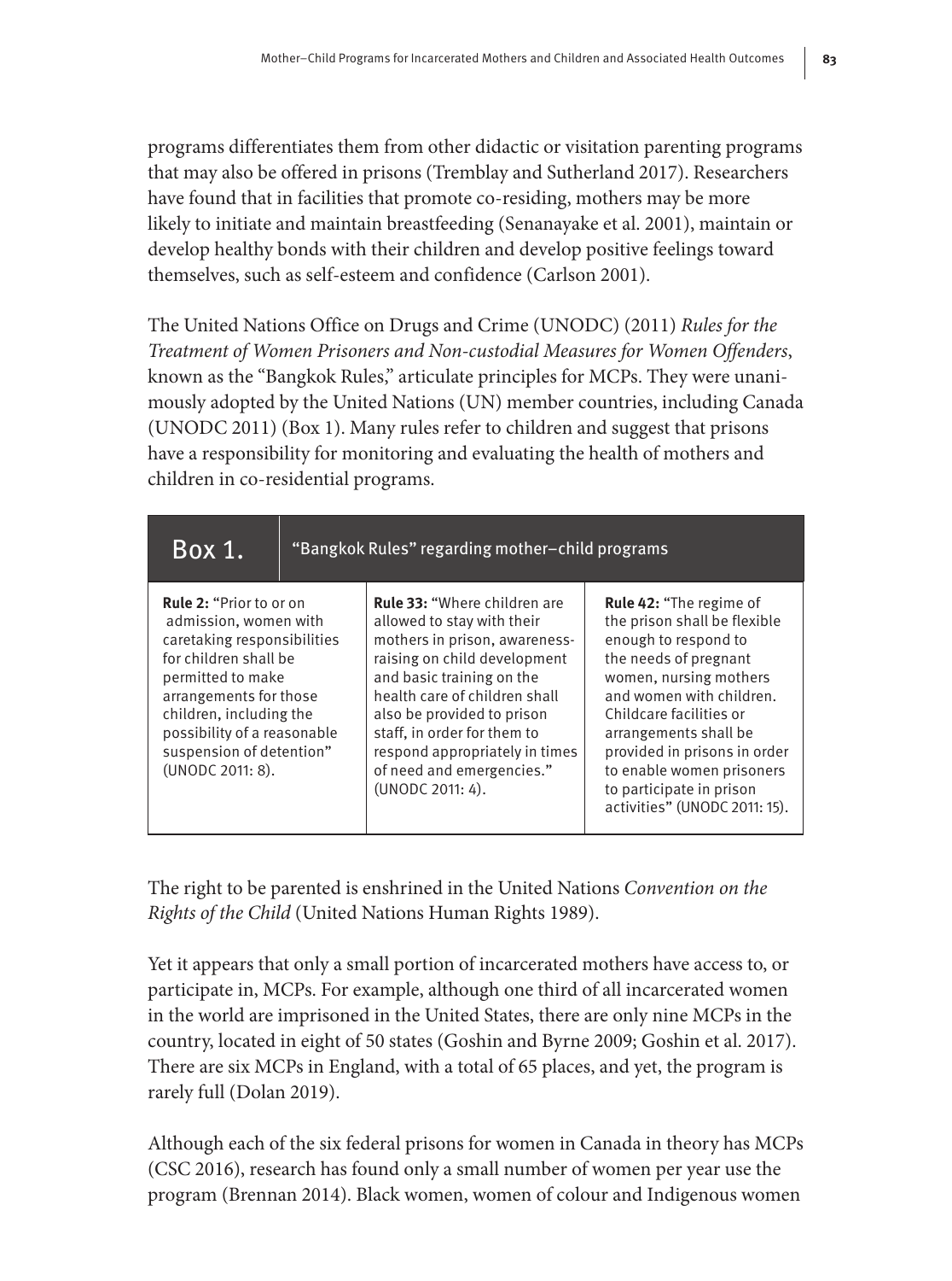programs differentiates them from other didactic or visitation parenting programs that may also be offered in prisons (Tremblay and Sutherland 2017). Researchers have found that in facilities that promote co-residing, mothers may be more likely to initiate and maintain breastfeeding (Senanayake et al. 2001), maintain or develop healthy bonds with their children and develop positive feelings toward themselves, such as self-esteem and confidence (Carlson 2001).

The United Nations Office on Drugs and Crime (UNODC) (2011) *Rules for the Treatment of Women Prisoners and Non-custodial Measures for Women Offenders*, known as the "Bangkok Rules," articulate principles for MCPs. They were unanimously adopted by the United Nations (UN) member countries, including Canada (UNODC 2011) (Box 1). Many rules refer to children and suggest that prisons have a responsibility for monitoring and evaluating the health of mothers and children in co-residential programs.

| Box 1. "Bangkok Rules" regarding mother–child programs | | |
|---|---|---|
| **Rule 2:** "Prior to or on admission, women with caretaking responsibilities for children shall be permitted to make arrangements for those children, including the possibility of a reasonable suspension of detention" (UNODC 2011: 8). | **Rule 33:** "Where children are allowed to stay with their mothers in prison, awareness-raising on child development and basic training on the health care of children shall also be provided to prison staff, in order for them to respond appropriately in times of need and emergencies." (UNODC 2011: 4). | **Rule 42:** "The regime of the prison shall be flexible enough to respond to the needs of pregnant women, nursing mothers and women with children. Childcare facilities or arrangements shall be provided in prisons in order to enable women prisoners to participate in prison activities" (UNODC 2011: 15). |

The right to be parented is enshrined in the United Nations *Convention on the Rights of the Child* (United Nations Human Rights 1989).

Yet it appears that only a small portion of incarcerated mothers have access to, or participate in, MCPs. For example, although one third of all incarcerated women in the world are imprisoned in the United States, there are only nine MCPs in the country, located in eight of 50 states (Goshin and Byrne 2009; Goshin et al. 2017). There are six MCPs in England, with a total of 65 places, and yet, the program is rarely full (Dolan 2019).

Although each of the six federal prisons for women in Canada in theory has MCPs (CSC 2016), research has found only a small number of women per year use the program (Brennan 2014). Black women, women of colour and Indigenous women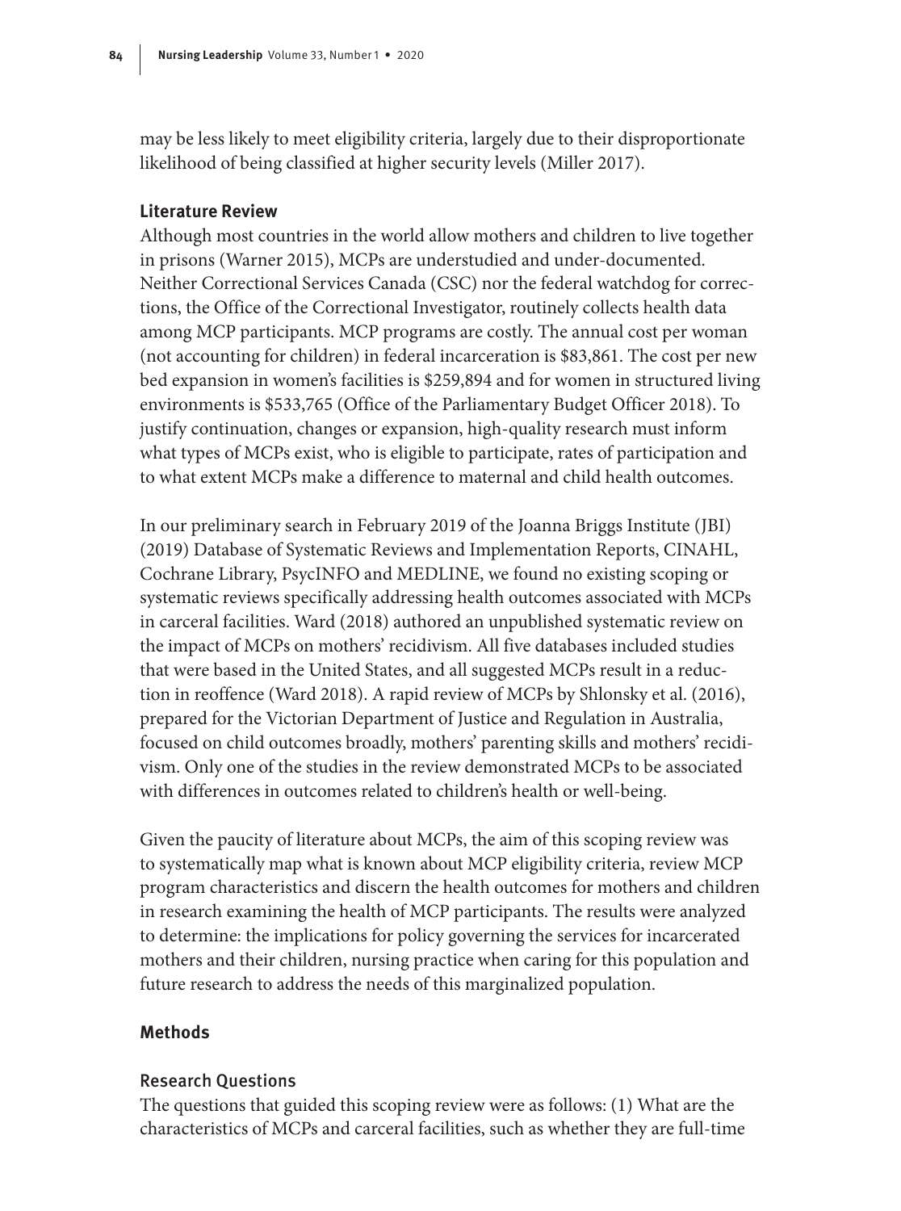may be less likely to meet eligibility criteria, largely due to their disproportionate likelihood of being classified at higher security levels (Miller 2017).

### Literature Review

Although most countries in the world allow mothers and children to live together in prisons (Warner 2015), MCPs are understudied and under-documented. Neither Correctional Services Canada (CSC) nor the federal watchdog for corrections, the Office of the Correctional Investigator, routinely collects health data among MCP participants. MCP programs are costly. The annual cost per woman (not accounting for children) in federal incarceration is $83,861. The cost per new bed expansion in women's facilities is $259,894 and for women in structured living environments is $533,765 (Office of the Parliamentary Budget Officer 2018). To justify continuation, changes or expansion, high-quality research must inform what types of MCPs exist, who is eligible to participate, rates of participation and to what extent MCPs make a difference to maternal and child health outcomes.

In our preliminary search in February 2019 of the Joanna Briggs Institute (JBI) (2019) Database of Systematic Reviews and Implementation Reports, CINAHL, Cochrane Library, PsycINFO and MEDLINE, we found no existing scoping or systematic reviews specifically addressing health outcomes associated with MCPs in carceral facilities. Ward (2018) authored an unpublished systematic review on the impact of MCPs on mothers' recidivism. All five databases included studies that were based in the United States, and all suggested MCPs result in a reduction in reoffence (Ward 2018). A rapid review of MCPs by Shlonsky et al. (2016), prepared for the Victorian Department of Justice and Regulation in Australia, focused on child outcomes broadly, mothers' parenting skills and mothers' recidivism. Only one of the studies in the review demonstrated MCPs to be associated with differences in outcomes related to children's health or well-being.

Given the paucity of literature about MCPs, the aim of this scoping review was to systematically map what is known about MCP eligibility criteria, review MCP program characteristics and discern the health outcomes for mothers and children in research examining the health of MCP participants. The results were analyzed to determine: the implications for policy governing the services for incarcerated mothers and their children, nursing practice when caring for this population and future research to address the needs of this marginalized population.

### Methods

#### Research Questions

The questions that guided this scoping review were as follows: (1) What are the characteristics of MCPs and carceral facilities, such as whether they are full-time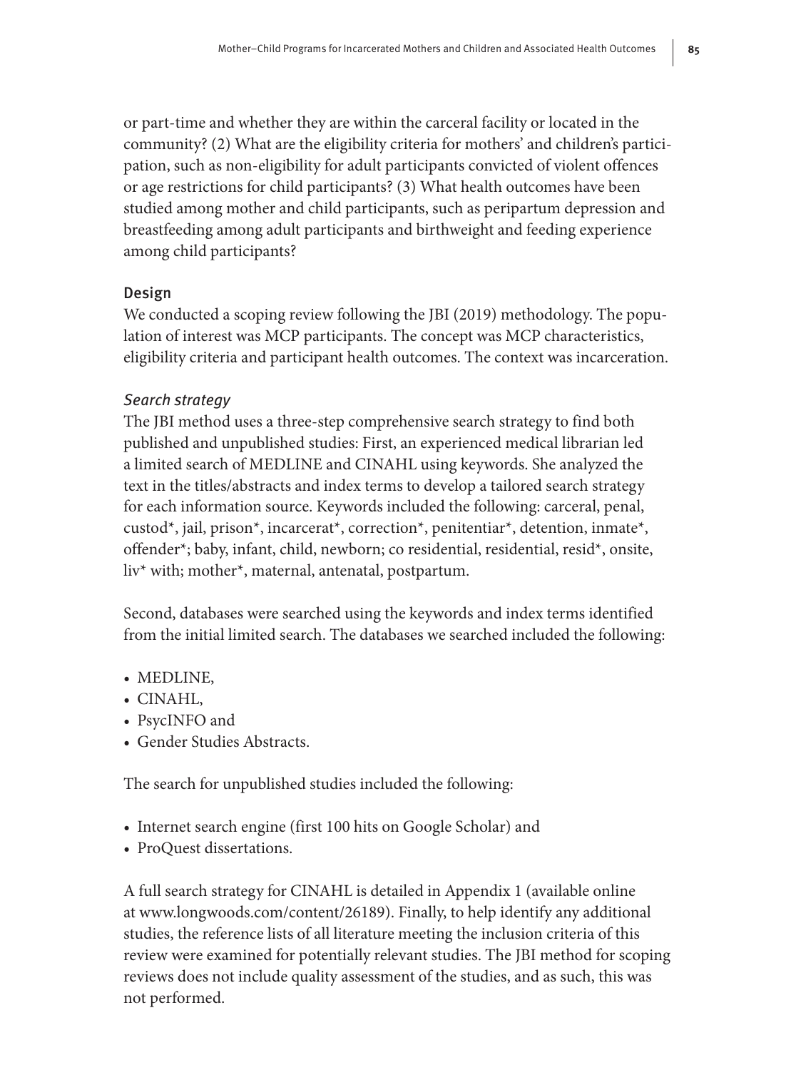or part-time and whether they are within the carceral facility or located in the community? (2) What are the eligibility criteria for mothers' and children's participation, such as non-eligibility for adult participants convicted of violent offences or age restrictions for child participants? (3) What health outcomes have been studied among mother and child participants, such as peripartum depression and breastfeeding among adult participants and birthweight and feeding experience among child participants?

## Design

We conducted a scoping review following the JBI (2019) methodology. The population of interest was MCP participants. The concept was MCP characteristics, eligibility criteria and participant health outcomes. The context was incarceration.

### *Search strategy*

The JBI method uses a three-step comprehensive search strategy to find both published and unpublished studies: First, an experienced medical librarian led a limited search of MEDLINE and CINAHL using keywords. She analyzed the text in the titles/abstracts and index terms to develop a tailored search strategy for each information source. Keywords included the following: carceral, penal, custod*, jail, prison*, incarcerat*, correction*, penitentiar*, detention, inmate*, offender*; baby, infant, child, newborn; co residential, residential, resid*, onsite, liv* with; mother*, maternal, antenatal, postpartum.

Second, databases were searched using the keywords and index terms identified from the initial limited search. The databases we searched included the following:

- MEDLINE,
- CINAHL,
- PsycINFO and
- Gender Studies Abstracts.

The search for unpublished studies included the following:

- Internet search engine (first 100 hits on Google Scholar) and
- ProQuest dissertations.

A full search strategy for CINAHL is detailed in Appendix 1 (available online at www.longwoods.com/content/26189). Finally, to help identify any additional studies, the reference lists of all literature meeting the inclusion criteria of this review were examined for potentially relevant studies. The JBI method for scoping reviews does not include quality assessment of the studies, and as such, this was not performed.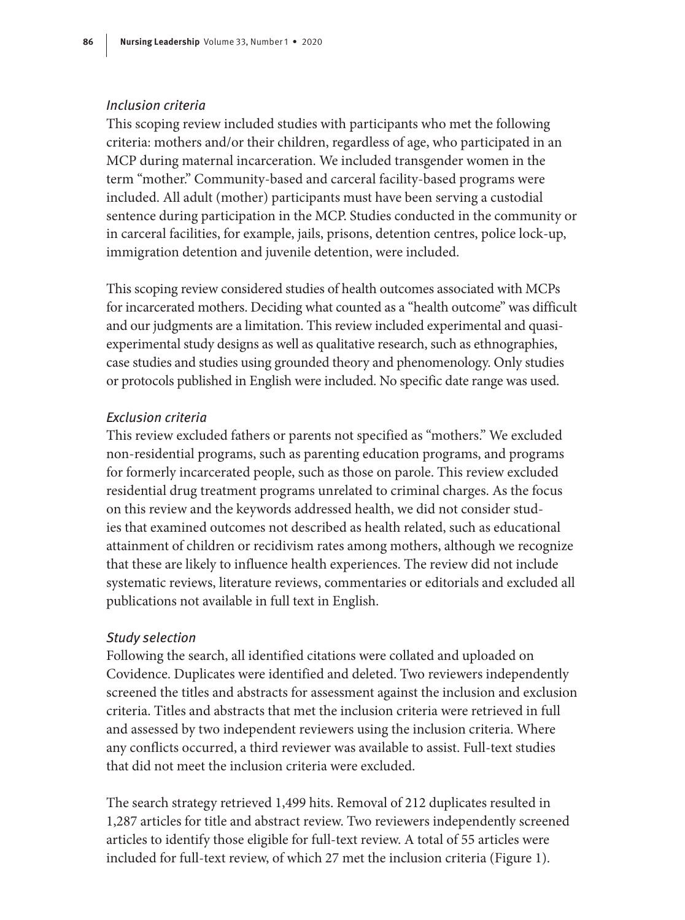### *Inclusion criteria*

This scoping review included studies with participants who met the following criteria: mothers and/or their children, regardless of age, who participated in an MCP during maternal incarceration. We included transgender women in the term "mother." Community-based and carceral facility-based programs were included. All adult (mother) participants must have been serving a custodial sentence during participation in the MCP. Studies conducted in the community or in carceral facilities, for example, jails, prisons, detention centres, police lock-up, immigration detention and juvenile detention, were included.

This scoping review considered studies of health outcomes associated with MCPs for incarcerated mothers. Deciding what counted as a "health outcome" was difficult and our judgments are a limitation. This review included experimental and quasi-experimental study designs as well as qualitative research, such as ethnographies, case studies and studies using grounded theory and phenomenology. Only studies or protocols published in English were included. No specific date range was used.

### *Exclusion criteria*

This review excluded fathers or parents not specified as "mothers." We excluded non-residential programs, such as parenting education programs, and programs for formerly incarcerated people, such as those on parole. This review excluded residential drug treatment programs unrelated to criminal charges. As the focus on this review and the keywords addressed health, we did not consider studies that examined outcomes not described as health related, such as educational attainment of children or recidivism rates among mothers, although we recognize that these are likely to influence health experiences. The review did not include systematic reviews, literature reviews, commentaries or editorials and excluded all publications not available in full text in English.

### *Study selection*

Following the search, all identified citations were collated and uploaded on Covidence. Duplicates were identified and deleted. Two reviewers independently screened the titles and abstracts for assessment against the inclusion and exclusion criteria. Titles and abstracts that met the inclusion criteria were retrieved in full and assessed by two independent reviewers using the inclusion criteria. Where any conflicts occurred, a third reviewer was available to assist. Full-text studies that did not meet the inclusion criteria were excluded.

The search strategy retrieved 1,499 hits. Removal of 212 duplicates resulted in 1,287 articles for title and abstract review. Two reviewers independently screened articles to identify those eligible for full-text review. A total of 55 articles were included for full-text review, of which 27 met the inclusion criteria (Figure 1).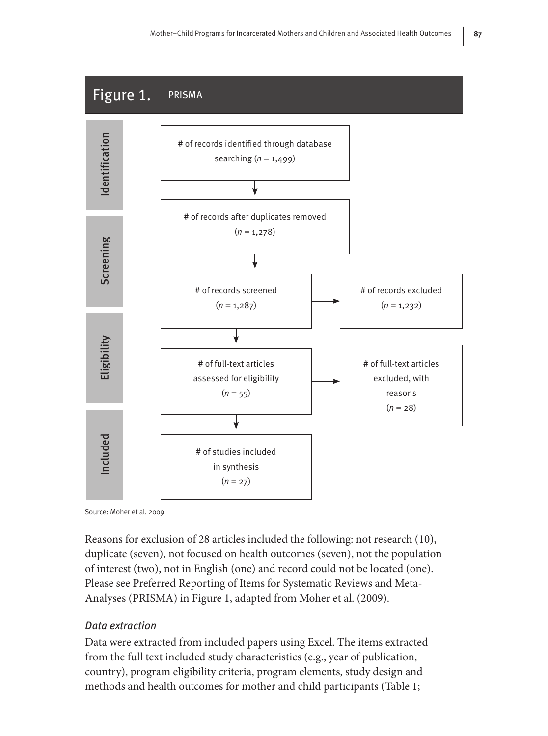Figure 1. PRISMA

**Identification**

# of records identified through database searching ($n$ = 1,499)

↓

**Screening**

# of records after duplicates removed ($n$ = 1,278)

↓

# of records screened ($n$ = 1,287) → # of records excluded ($n$ = 1,232)

↓

**Eligibility**

# of full-text articles assessed for eligibility ($n$ = 55) → # of full-text articles excluded, with reasons ($n$ = 28)

↓

**Included**

# of studies included in synthesis ($n$ = 27)

Source: Moher et al. 2009

Reasons for exclusion of 28 articles included the following: not research (10), duplicate (seven), not focused on health outcomes (seven), not the population of interest (two), not in English (one) and record could not be located (one). Please see Preferred Reporting of Items for Systematic Reviews and Meta-Analyses (PRISMA) in Figure 1, adapted from Moher et al. (2009).

### *Data extraction*

Data were extracted from included papers using Excel. The items extracted from the full text included study characteristics (e.g., year of publication, country), program eligibility criteria, program elements, study design and methods and health outcomes for mother and child participants (Table 1;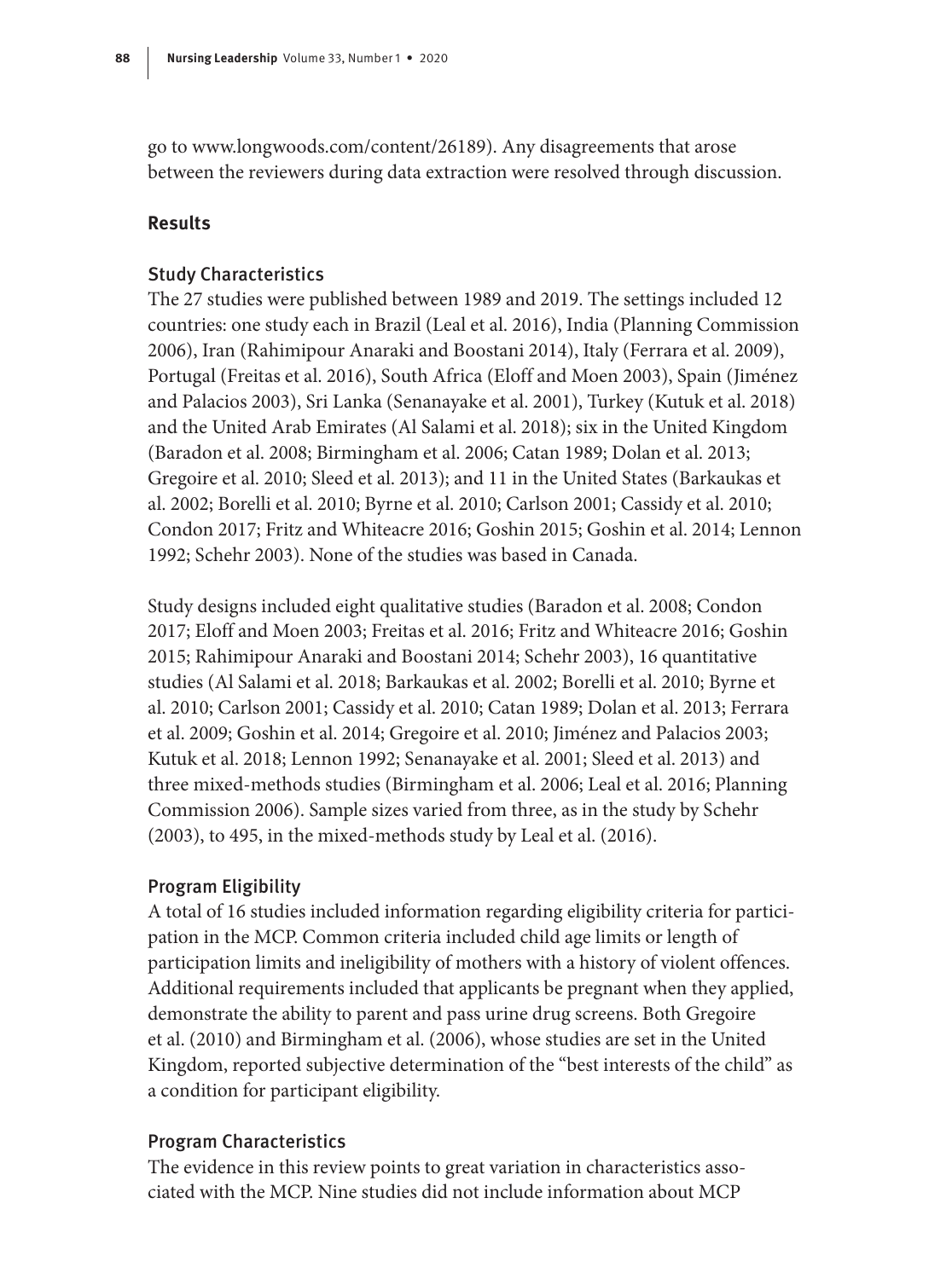go to www.longwoods.com/content/26189). Any disagreements that arose between the reviewers during data extraction were resolved through discussion.

## Results

### Study Characteristics

The 27 studies were published between 1989 and 2019. The settings included 12 countries: one study each in Brazil (Leal et al. 2016), India (Planning Commission 2006), Iran (Rahimipour Anaraki and Boostani 2014), Italy (Ferrara et al. 2009), Portugal (Freitas et al. 2016), South Africa (Eloff and Moen 2003), Spain (Jiménez and Palacios 2003), Sri Lanka (Senanayake et al. 2001), Turkey (Kutuk et al. 2018) and the United Arab Emirates (Al Salami et al. 2018); six in the United Kingdom (Baradon et al. 2008; Birmingham et al. 2006; Catan 1989; Dolan et al. 2013; Gregoire et al. 2010; Sleed et al. 2013); and 11 in the United States (Barkaukas et al. 2002; Borelli et al. 2010; Byrne et al. 2010; Carlson 2001; Cassidy et al. 2010; Condon 2017; Fritz and Whiteacre 2016; Goshin 2015; Goshin et al. 2014; Lennon 1992; Schehr 2003). None of the studies was based in Canada.

Study designs included eight qualitative studies (Baradon et al. 2008; Condon 2017; Eloff and Moen 2003; Freitas et al. 2016; Fritz and Whiteacre 2016; Goshin 2015; Rahimipour Anaraki and Boostani 2014; Schehr 2003), 16 quantitative studies (Al Salami et al. 2018; Barkaukas et al. 2002; Borelli et al. 2010; Byrne et al. 2010; Carlson 2001; Cassidy et al. 2010; Catan 1989; Dolan et al. 2013; Ferrara et al. 2009; Goshin et al. 2014; Gregoire et al. 2010; Jiménez and Palacios 2003; Kutuk et al. 2018; Lennon 1992; Senanayake et al. 2001; Sleed et al. 2013) and three mixed-methods studies (Birmingham et al. 2006; Leal et al. 2016; Planning Commission 2006). Sample sizes varied from three, as in the study by Schehr (2003), to 495, in the mixed-methods study by Leal et al. (2016).

### Program Eligibility

A total of 16 studies included information regarding eligibility criteria for participation in the MCP. Common criteria included child age limits or length of participation limits and ineligibility of mothers with a history of violent offences. Additional requirements included that applicants be pregnant when they applied, demonstrate the ability to parent and pass urine drug screens. Both Gregoire et al. (2010) and Birmingham et al. (2006), whose studies are set in the United Kingdom, reported subjective determination of the "best interests of the child" as a condition for participant eligibility.

### Program Characteristics

The evidence in this review points to great variation in characteristics associated with the MCP. Nine studies did not include information about MCP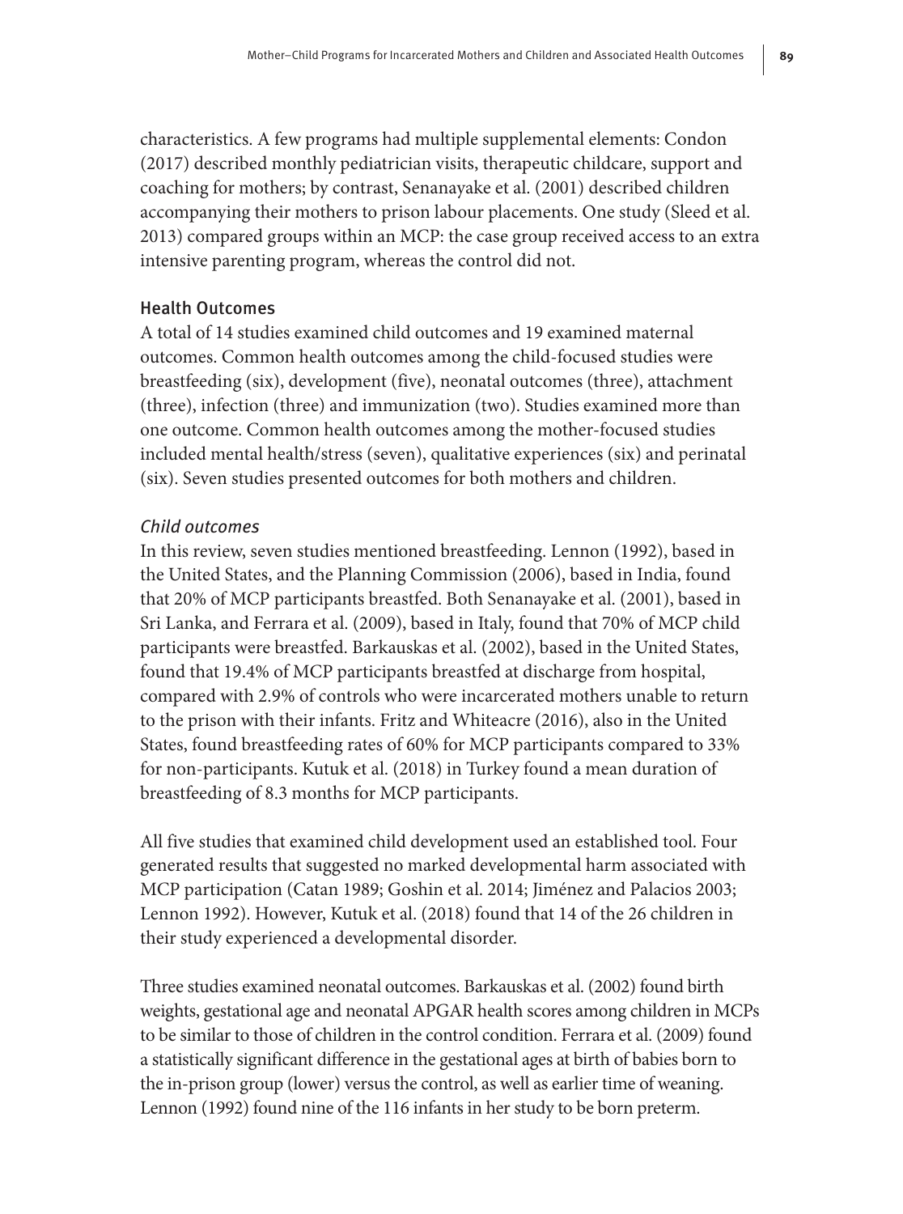characteristics. A few programs had multiple supplemental elements: Condon (2017) described monthly pediatrician visits, therapeutic childcare, support and coaching for mothers; by contrast, Senanayake et al. (2001) described children accompanying their mothers to prison labour placements. One study (Sleed et al. 2013) compared groups within an MCP: the case group received access to an extra intensive parenting program, whereas the control did not.

### Health Outcomes

A total of 14 studies examined child outcomes and 19 examined maternal outcomes. Common health outcomes among the child-focused studies were breastfeeding (six), development (five), neonatal outcomes (three), attachment (three), infection (three) and immunization (two). Studies examined more than one outcome. Common health outcomes among the mother-focused studies included mental health/stress (seven), qualitative experiences (six) and perinatal (six). Seven studies presented outcomes for both mothers and children.

#### *Child outcomes*

In this review, seven studies mentioned breastfeeding. Lennon (1992), based in the United States, and the Planning Commission (2006), based in India, found that 20% of MCP participants breastfed. Both Senanayake et al. (2001), based in Sri Lanka, and Ferrara et al. (2009), based in Italy, found that 70% of MCP child participants were breastfed. Barkauskas et al. (2002), based in the United States, found that 19.4% of MCP participants breastfed at discharge from hospital, compared with 2.9% of controls who were incarcerated mothers unable to return to the prison with their infants. Fritz and Whiteacre (2016), also in the United States, found breastfeeding rates of 60% for MCP participants compared to 33% for non-participants. Kutuk et al. (2018) in Turkey found a mean duration of breastfeeding of 8.3 months for MCP participants.

All five studies that examined child development used an established tool. Four generated results that suggested no marked developmental harm associated with MCP participation (Catan 1989; Goshin et al. 2014; Jiménez and Palacios 2003; Lennon 1992). However, Kutuk et al. (2018) found that 14 of the 26 children in their study experienced a developmental disorder.

Three studies examined neonatal outcomes. Barkauskas et al. (2002) found birth weights, gestational age and neonatal APGAR health scores among children in MCPs to be similar to those of children in the control condition. Ferrara et al. (2009) found a statistically significant difference in the gestational ages at birth of babies born to the in-prison group (lower) versus the control, as well as earlier time of weaning. Lennon (1992) found nine of the 116 infants in her study to be born preterm.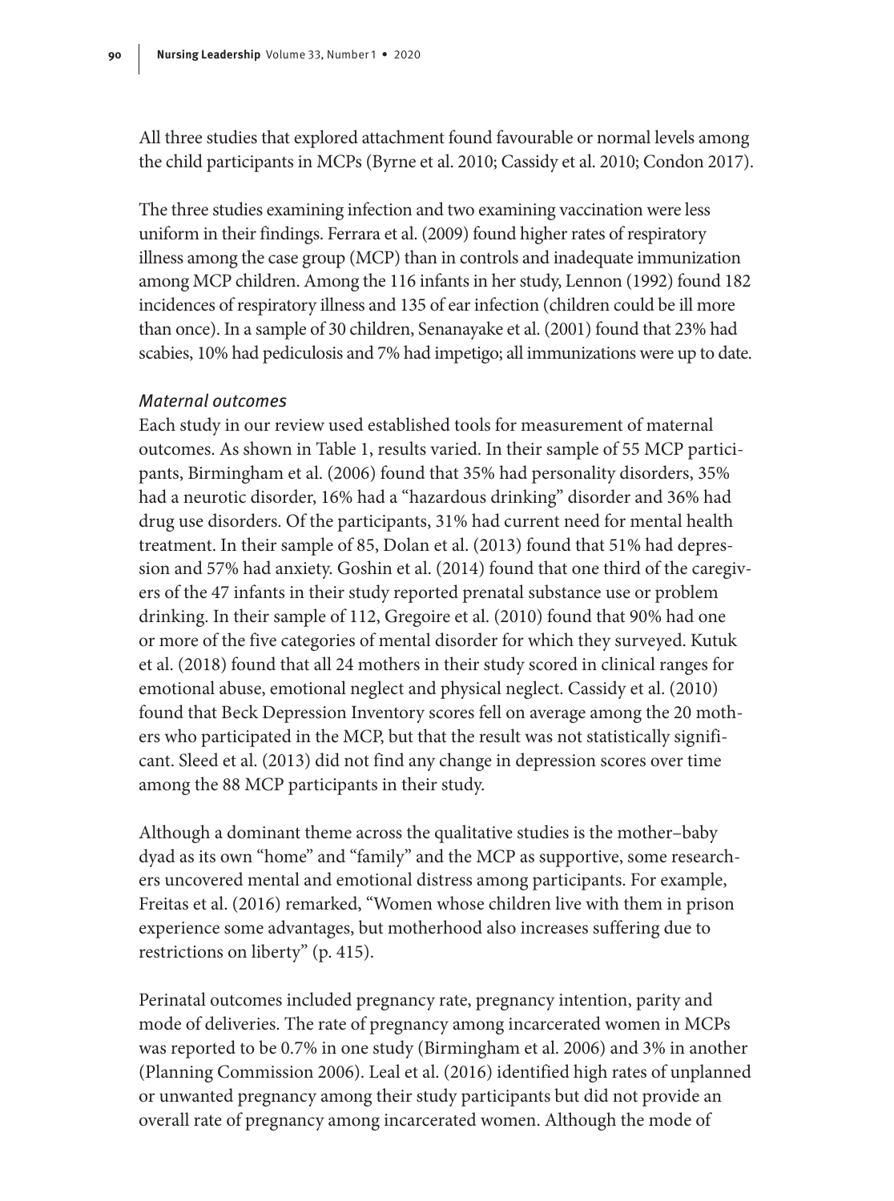All three studies that explored attachment found favourable or normal levels among the child participants in MCPs (Byrne et al. 2010; Cassidy et al. 2010; Condon 2017).

The three studies examining infection and two examining vaccination were less uniform in their findings. Ferrara et al. (2009) found higher rates of respiratory illness among the case group (MCP) than in controls and inadequate immunization among MCP children. Among the 116 infants in her study, Lennon (1992) found 182 incidences of respiratory illness and 135 of ear infection (children could be ill more than once). In a sample of 30 children, Senanayake et al. (2001) found that 23% had scabies, 10% had pediculosis and 7% had impetigo; all immunizations were up to date.

*Maternal outcomes*

Each study in our review used established tools for measurement of maternal outcomes. As shown in Table 1, results varied. In their sample of 55 MCP participants, Birmingham et al. (2006) found that 35% had personality disorders, 35% had a neurotic disorder, 16% had a "hazardous drinking" disorder and 36% had drug use disorders. Of the participants, 31% had current need for mental health treatment. In their sample of 85, Dolan et al. (2013) found that 51% had depression and 57% had anxiety. Goshin et al. (2014) found that one third of the caregivers of the 47 infants in their study reported prenatal substance use or problem drinking. In their sample of 112, Gregoire et al. (2010) found that 90% had one or more of the five categories of mental disorder for which they surveyed. Kutuk et al. (2018) found that all 24 mothers in their study scored in clinical ranges for emotional abuse, emotional neglect and physical neglect. Cassidy et al. (2010) found that Beck Depression Inventory scores fell on average among the 20 mothers who participated in the MCP, but that the result was not statistically significant. Sleed et al. (2013) did not find any change in depression scores over time among the 88 MCP participants in their study.

Although a dominant theme across the qualitative studies is the mother–baby dyad as its own "home" and "family" and the MCP as supportive, some researchers uncovered mental and emotional distress among participants. For example, Freitas et al. (2016) remarked, "Women whose children live with them in prison experience some advantages, but motherhood also increases suffering due to restrictions on liberty" (p. 415).

Perinatal outcomes included pregnancy rate, pregnancy intention, parity and mode of deliveries. The rate of pregnancy among incarcerated women in MCPs was reported to be 0.7% in one study (Birmingham et al. 2006) and 3% in another (Planning Commission 2006). Leal et al. (2016) identified high rates of unplanned or unwanted pregnancy among their study participants but did not provide an overall rate of pregnancy among incarcerated women. Although the mode of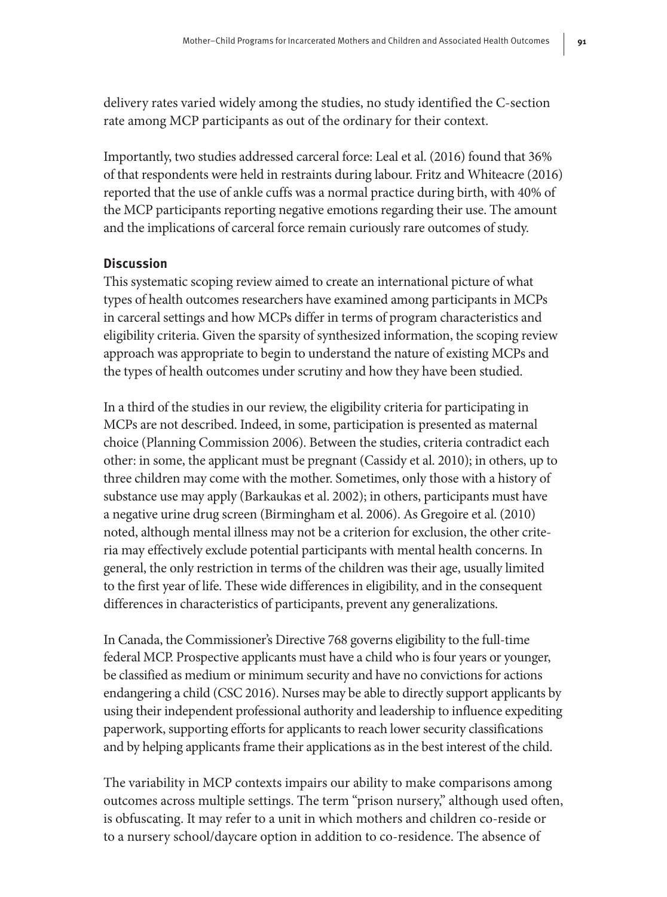delivery rates varied widely among the studies, no study identified the C-section rate among MCP participants as out of the ordinary for their context.

Importantly, two studies addressed carceral force: Leal et al. (2016) found that 36% of that respondents were held in restraints during labour. Fritz and Whiteacre (2016) reported that the use of ankle cuffs was a normal practice during birth, with 40% of the MCP participants reporting negative emotions regarding their use. The amount and the implications of carceral force remain curiously rare outcomes of study.

## Discussion

This systematic scoping review aimed to create an international picture of what types of health outcomes researchers have examined among participants in MCPs in carceral settings and how MCPs differ in terms of program characteristics and eligibility criteria. Given the sparsity of synthesized information, the scoping review approach was appropriate to begin to understand the nature of existing MCPs and the types of health outcomes under scrutiny and how they have been studied.

In a third of the studies in our review, the eligibility criteria for participating in MCPs are not described. Indeed, in some, participation is presented as maternal choice (Planning Commission 2006). Between the studies, criteria contradict each other: in some, the applicant must be pregnant (Cassidy et al. 2010); in others, up to three children may come with the mother. Sometimes, only those with a history of substance use may apply (Barkaukas et al. 2002); in others, participants must have a negative urine drug screen (Birmingham et al. 2006). As Gregoire et al. (2010) noted, although mental illness may not be a criterion for exclusion, the other criteria may effectively exclude potential participants with mental health concerns. In general, the only restriction in terms of the children was their age, usually limited to the first year of life. These wide differences in eligibility, and in the consequent differences in characteristics of participants, prevent any generalizations.

In Canada, the Commissioner's Directive 768 governs eligibility to the full-time federal MCP. Prospective applicants must have a child who is four years or younger, be classified as medium or minimum security and have no convictions for actions endangering a child (CSC 2016). Nurses may be able to directly support applicants by using their independent professional authority and leadership to influence expediting paperwork, supporting efforts for applicants to reach lower security classifications and by helping applicants frame their applications as in the best interest of the child.

The variability in MCP contexts impairs our ability to make comparisons among outcomes across multiple settings. The term "prison nursery," although used often, is obfuscating. It may refer to a unit in which mothers and children co-reside or to a nursery school/daycare option in addition to co-residence. The absence of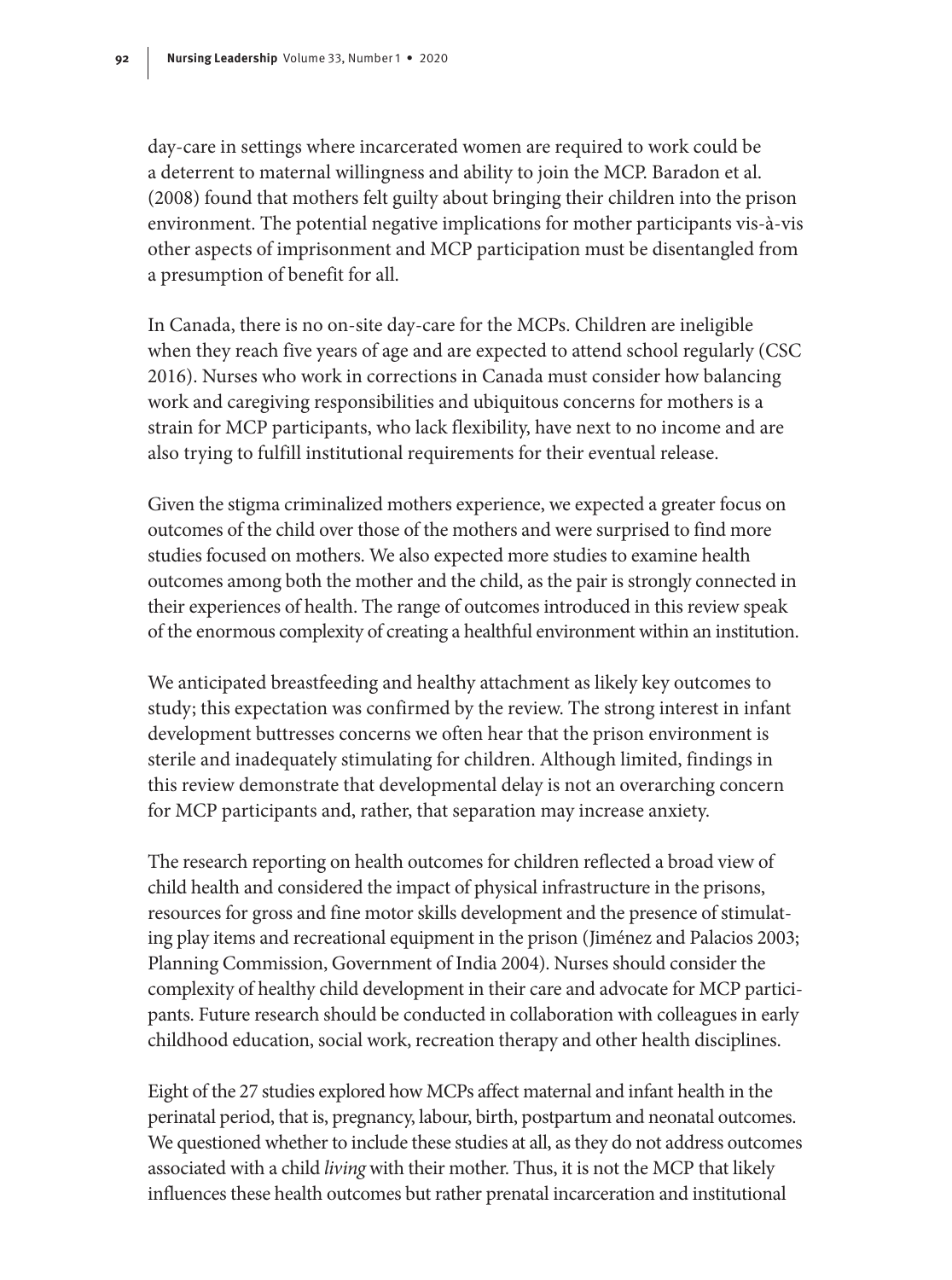day-care in settings where incarcerated women are required to work could be a deterrent to maternal willingness and ability to join the MCP. Baradon et al. (2008) found that mothers felt guilty about bringing their children into the prison environment. The potential negative implications for mother participants vis-à-vis other aspects of imprisonment and MCP participation must be disentangled from a presumption of benefit for all.

In Canada, there is no on-site day-care for the MCPs. Children are ineligible when they reach five years of age and are expected to attend school regularly (CSC 2016). Nurses who work in corrections in Canada must consider how balancing work and caregiving responsibilities and ubiquitous concerns for mothers is a strain for MCP participants, who lack flexibility, have next to no income and are also trying to fulfill institutional requirements for their eventual release.

Given the stigma criminalized mothers experience, we expected a greater focus on outcomes of the child over those of the mothers and were surprised to find more studies focused on mothers. We also expected more studies to examine health outcomes among both the mother and the child, as the pair is strongly connected in their experiences of health. The range of outcomes introduced in this review speak of the enormous complexity of creating a healthful environment within an institution.

We anticipated breastfeeding and healthy attachment as likely key outcomes to study; this expectation was confirmed by the review. The strong interest in infant development buttresses concerns we often hear that the prison environment is sterile and inadequately stimulating for children. Although limited, findings in this review demonstrate that developmental delay is not an overarching concern for MCP participants and, rather, that separation may increase anxiety.

The research reporting on health outcomes for children reflected a broad view of child health and considered the impact of physical infrastructure in the prisons, resources for gross and fine motor skills development and the presence of stimulating play items and recreational equipment in the prison (Jiménez and Palacios 2003; Planning Commission, Government of India 2004). Nurses should consider the complexity of healthy child development in their care and advocate for MCP participants. Future research should be conducted in collaboration with colleagues in early childhood education, social work, recreation therapy and other health disciplines.

Eight of the 27 studies explored how MCPs affect maternal and infant health in the perinatal period, that is, pregnancy, labour, birth, postpartum and neonatal outcomes. We questioned whether to include these studies at all, as they do not address outcomes associated with a child *living* with their mother. Thus, it is not the MCP that likely influences these health outcomes but rather prenatal incarceration and institutional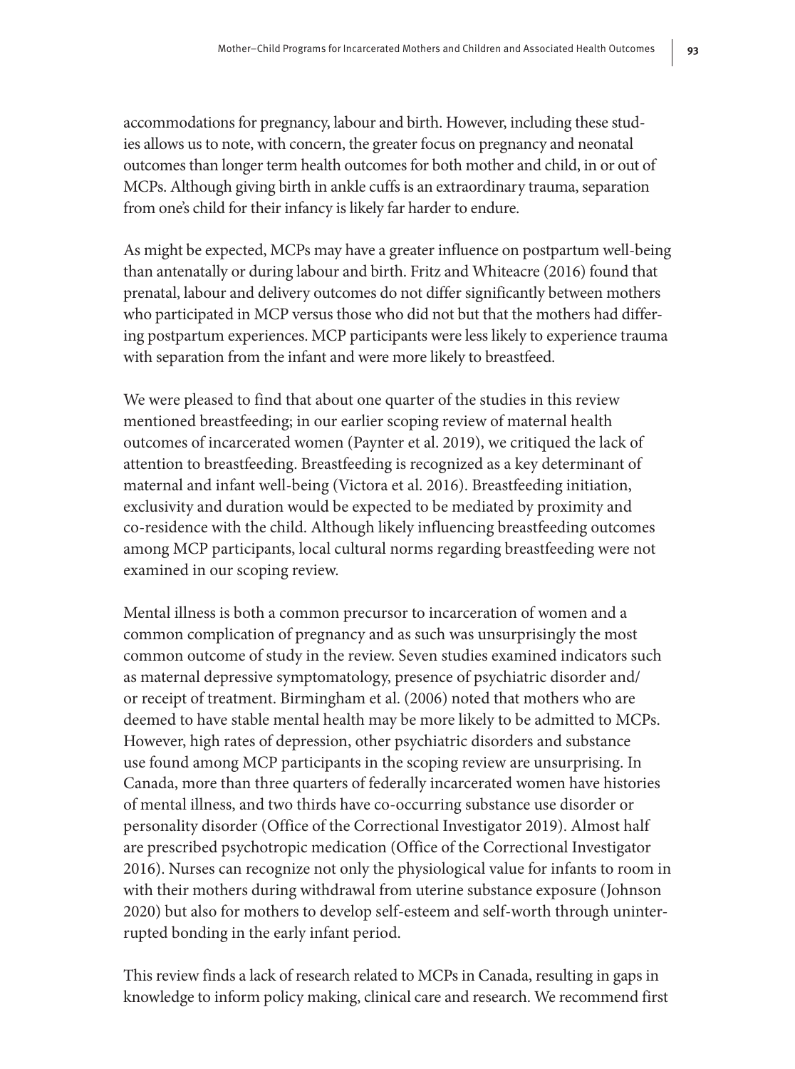accommodations for pregnancy, labour and birth. However, including these studies allows us to note, with concern, the greater focus on pregnancy and neonatal outcomes than longer term health outcomes for both mother and child, in or out of MCPs. Although giving birth in ankle cuffs is an extraordinary trauma, separation from one's child for their infancy is likely far harder to endure.

As might be expected, MCPs may have a greater influence on postpartum well-being than antenatally or during labour and birth. Fritz and Whiteacre (2016) found that prenatal, labour and delivery outcomes do not differ significantly between mothers who participated in MCP versus those who did not but that the mothers had differing postpartum experiences. MCP participants were less likely to experience trauma with separation from the infant and were more likely to breastfeed.

We were pleased to find that about one quarter of the studies in this review mentioned breastfeeding; in our earlier scoping review of maternal health outcomes of incarcerated women (Paynter et al. 2019), we critiqued the lack of attention to breastfeeding. Breastfeeding is recognized as a key determinant of maternal and infant well-being (Victora et al. 2016). Breastfeeding initiation, exclusivity and duration would be expected to be mediated by proximity and co-residence with the child. Although likely influencing breastfeeding outcomes among MCP participants, local cultural norms regarding breastfeeding were not examined in our scoping review.

Mental illness is both a common precursor to incarceration of women and a common complication of pregnancy and as such was unsurprisingly the most common outcome of study in the review. Seven studies examined indicators such as maternal depressive symptomatology, presence of psychiatric disorder and/or receipt of treatment. Birmingham et al. (2006) noted that mothers who are deemed to have stable mental health may be more likely to be admitted to MCPs. However, high rates of depression, other psychiatric disorders and substance use found among MCP participants in the scoping review are unsurprising. In Canada, more than three quarters of federally incarcerated women have histories of mental illness, and two thirds have co-occurring substance use disorder or personality disorder (Office of the Correctional Investigator 2019). Almost half are prescribed psychotropic medication (Office of the Correctional Investigator 2016). Nurses can recognize not only the physiological value for infants to room in with their mothers during withdrawal from uterine substance exposure (Johnson 2020) but also for mothers to develop self-esteem and self-worth through uninterrupted bonding in the early infant period.

This review finds a lack of research related to MCPs in Canada, resulting in gaps in knowledge to inform policy making, clinical care and research. We recommend first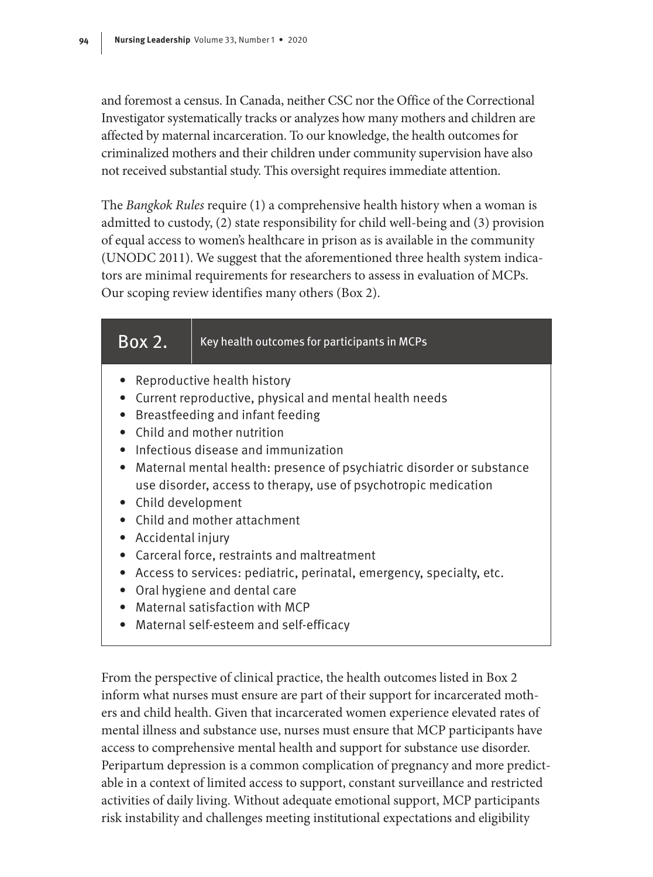and foremost a census. In Canada, neither CSC nor the Office of the Correctional Investigator systematically tracks or analyzes how many mothers and children are affected by maternal incarceration. To our knowledge, the health outcomes for criminalized mothers and their children under community supervision have also not received substantial study. This oversight requires immediate attention.

The *Bangkok Rules* require (1) a comprehensive health history when a woman is admitted to custody, (2) state responsibility for child well-being and (3) provision of equal access to women's healthcare in prison as is available in the community (UNODC 2011). We suggest that the aforementioned three health system indicators are minimal requirements for researchers to assess in evaluation of MCPs. Our scoping review identifies many others (Box 2).

**Box 2.** Key health outcomes for participants in MCPs

- Reproductive health history
- Current reproductive, physical and mental health needs
- Breastfeeding and infant feeding
- Child and mother nutrition
- Infectious disease and immunization
- Maternal mental health: presence of psychiatric disorder or substance use disorder, access to therapy, use of psychotropic medication
- Child development
- Child and mother attachment
- Accidental injury
- Carceral force, restraints and maltreatment
- Access to services: pediatric, perinatal, emergency, specialty, etc.
- Oral hygiene and dental care
- Maternal satisfaction with MCP
- Maternal self-esteem and self-efficacy

From the perspective of clinical practice, the health outcomes listed in Box 2 inform what nurses must ensure are part of their support for incarcerated mothers and child health. Given that incarcerated women experience elevated rates of mental illness and substance use, nurses must ensure that MCP participants have access to comprehensive mental health and support for substance use disorder. Peripartum depression is a common complication of pregnancy and more predictable in a context of limited access to support, constant surveillance and restricted activities of daily living. Without adequate emotional support, MCP participants risk instability and challenges meeting institutional expectations and eligibility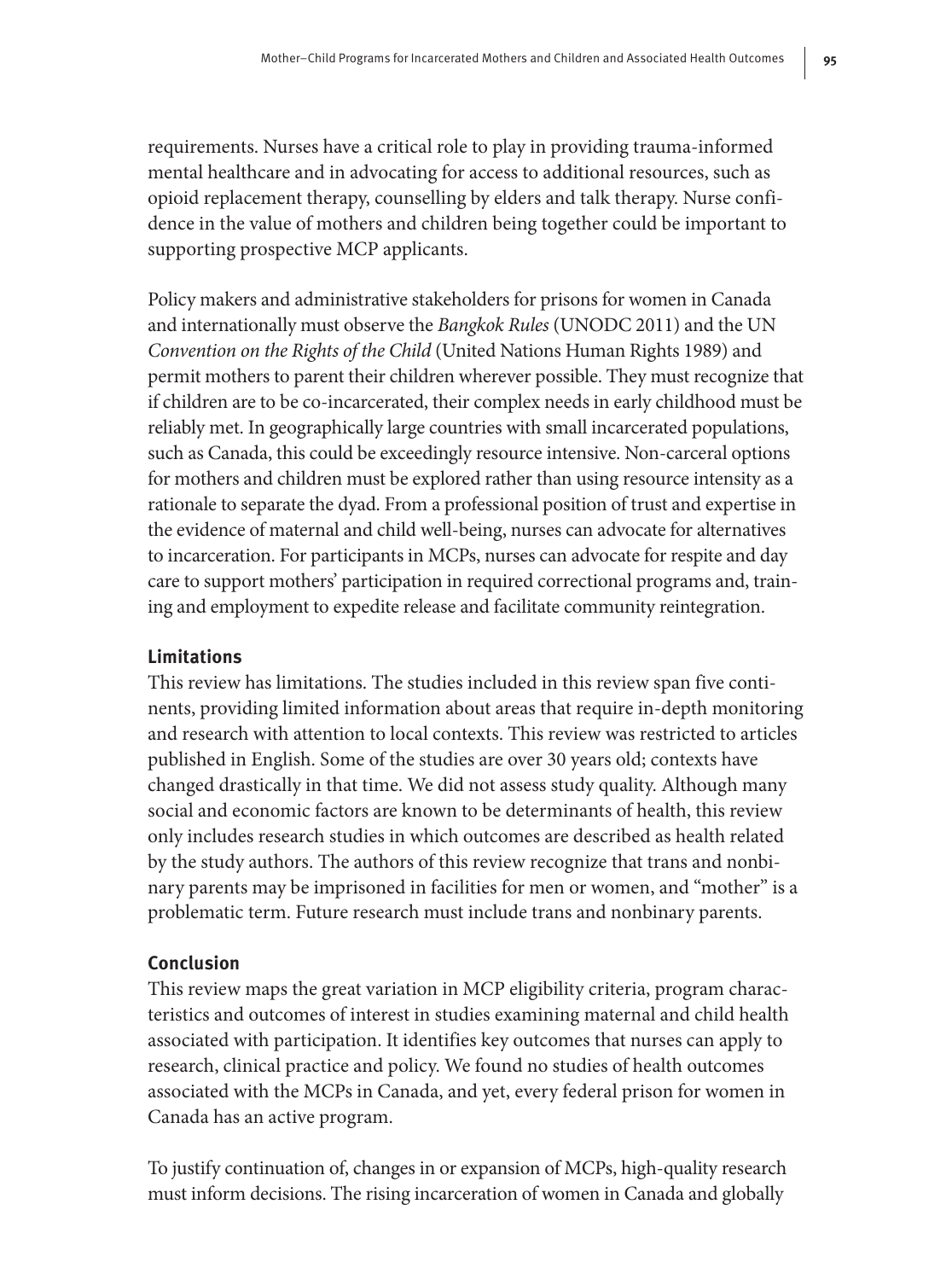requirements. Nurses have a critical role to play in providing trauma-informed mental healthcare and in advocating for access to additional resources, such as opioid replacement therapy, counselling by elders and talk therapy. Nurse confidence in the value of mothers and children being together could be important to supporting prospective MCP applicants.

Policy makers and administrative stakeholders for prisons for women in Canada and internationally must observe the *Bangkok Rules* (UNODC 2011) and the UN *Convention on the Rights of the Child* (United Nations Human Rights 1989) and permit mothers to parent their children wherever possible. They must recognize that if children are to be co-incarcerated, their complex needs in early childhood must be reliably met. In geographically large countries with small incarcerated populations, such as Canada, this could be exceedingly resource intensive. Non-carceral options for mothers and children must be explored rather than using resource intensity as a rationale to separate the dyad. From a professional position of trust and expertise in the evidence of maternal and child well-being, nurses can advocate for alternatives to incarceration. For participants in MCPs, nurses can advocate for respite and day care to support mothers' participation in required correctional programs and, training and employment to expedite release and facilitate community reintegration.

### Limitations

This review has limitations. The studies included in this review span five continents, providing limited information about areas that require in-depth monitoring and research with attention to local contexts. This review was restricted to articles published in English. Some of the studies are over 30 years old; contexts have changed drastically in that time. We did not assess study quality. Although many social and economic factors are known to be determinants of health, this review only includes research studies in which outcomes are described as health related by the study authors. The authors of this review recognize that trans and nonbinary parents may be imprisoned in facilities for men or women, and "mother" is a problematic term. Future research must include trans and nonbinary parents.

### Conclusion

This review maps the great variation in MCP eligibility criteria, program characteristics and outcomes of interest in studies examining maternal and child health associated with participation. It identifies key outcomes that nurses can apply to research, clinical practice and policy. We found no studies of health outcomes associated with the MCPs in Canada, and yet, every federal prison for women in Canada has an active program.

To justify continuation of, changes in or expansion of MCPs, high-quality research must inform decisions. The rising incarceration of women in Canada and globally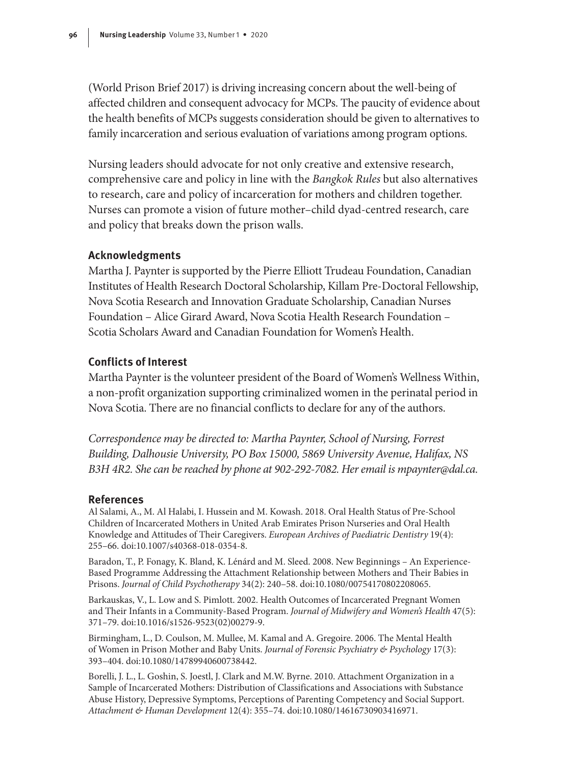(World Prison Brief 2017) is driving increasing concern about the well-being of affected children and consequent advocacy for MCPs. The paucity of evidence about the health benefits of MCPs suggests consideration should be given to alternatives to family incarceration and serious evaluation of variations among program options.

Nursing leaders should advocate for not only creative and extensive research, comprehensive care and policy in line with the *Bangkok Rules* but also alternatives to research, care and policy of incarceration for mothers and children together. Nurses can promote a vision of future mother–child dyad-centred research, care and policy that breaks down the prison walls.

## Acknowledgments

Martha J. Paynter is supported by the Pierre Elliott Trudeau Foundation, Canadian Institutes of Health Research Doctoral Scholarship, Killam Pre-Doctoral Fellowship, Nova Scotia Research and Innovation Graduate Scholarship, Canadian Nurses Foundation – Alice Girard Award, Nova Scotia Health Research Foundation – Scotia Scholars Award and Canadian Foundation for Women's Health.

## Conflicts of Interest

Martha Paynter is the volunteer president of the Board of Women's Wellness Within, a non-profit organization supporting criminalized women in the perinatal period in Nova Scotia. There are no financial conflicts to declare for any of the authors.

*Correspondence may be directed to: Martha Paynter, School of Nursing, Forrest Building, Dalhousie University, PO Box 15000, 5869 University Avenue, Halifax, NS B3H 4R2. She can be reached by phone at 902-292-7082. Her email is mpaynter@dal.ca.*

## References

Al Salami, A., M. Al Halabi, I. Hussein and M. Kowash. 2018. Oral Health Status of Pre-School Children of Incarcerated Mothers in United Arab Emirates Prison Nurseries and Oral Health Knowledge and Attitudes of Their Caregivers. *European Archives of Paediatric Dentistry* 19(4): 255–66. doi:10.1007/s40368-018-0354-8.

Baradon, T., P. Fonagy, K. Bland, K. Lénárd and M. Sleed. 2008. New Beginnings – An Experience-Based Programme Addressing the Attachment Relationship between Mothers and Their Babies in Prisons. *Journal of Child Psychotherapy* 34(2): 240–58. doi:10.1080/00754170802208065.

Barkauskas, V., L. Low and S. Pimlott. 2002. Health Outcomes of Incarcerated Pregnant Women and Their Infants in a Community-Based Program. *Journal of Midwifery and Women's Health* 47(5): 371–79. doi:10.1016/s1526-9523(02)00279-9.

Birmingham, L., D. Coulson, M. Mullee, M. Kamal and A. Gregoire. 2006. The Mental Health of Women in Prison Mother and Baby Units. *Journal of Forensic Psychiatry & Psychology* 17(3): 393–404. doi:10.1080/14789940600738442.

Borelli, J. L., L. Goshin, S. Joestl, J. Clark and M.W. Byrne. 2010. Attachment Organization in a Sample of Incarcerated Mothers: Distribution of Classifications and Associations with Substance Abuse History, Depressive Symptoms, Perceptions of Parenting Competency and Social Support. *Attachment & Human Development* 12(4): 355–74. doi:10.1080/14616730903416971.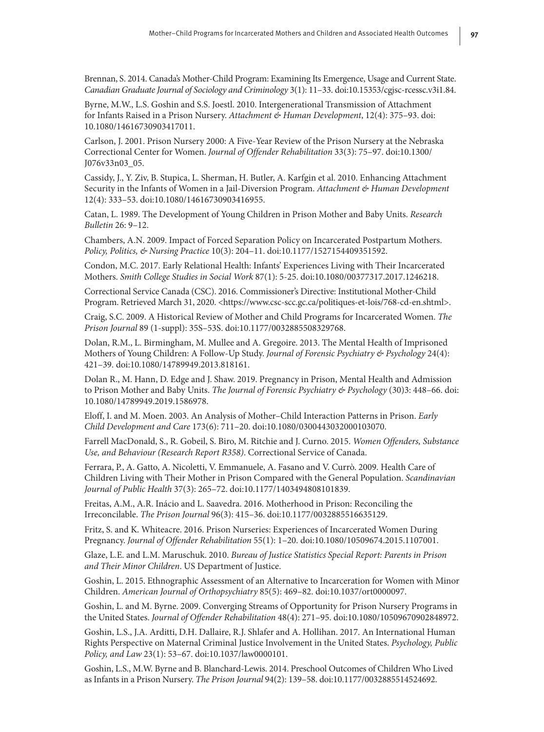Brennan, S. 2014. Canada's Mother-Child Program: Examining Its Emergence, Usage and Current State. *Canadian Graduate Journal of Sociology and Criminology* 3(1): 11–33. doi:10.15353/cgjsc-rcessc.v3i1.84.

Byrne, M.W., L.S. Goshin and S.S. Joestl. 2010. Intergenerational Transmission of Attachment for Infants Raised in a Prison Nursery. *Attachment & Human Development*, 12(4): 375–93. doi: 10.1080/14616730903417011.

Carlson, J. 2001. Prison Nursery 2000: A Five-Year Review of the Prison Nursery at the Nebraska Correctional Center for Women. *Journal of Offender Rehabilitation* 33(3): 75–97. doi:10.1300/J076v33n03_05.

Cassidy, J., Y. Ziv, B. Stupica, L. Sherman, H. Butler, A. Karfgin et al. 2010. Enhancing Attachment Security in the Infants of Women in a Jail-Diversion Program. *Attachment & Human Development* 12(4): 333–53. doi:10.1080/14616730903416955.

Catan, L. 1989. The Development of Young Children in Prison Mother and Baby Units. *Research Bulletin* 26: 9–12.

Chambers, A.N. 2009. Impact of Forced Separation Policy on Incarcerated Postpartum Mothers. *Policy, Politics, & Nursing Practice* 10(3): 204–11. doi:10.1177/1527154409351592.

Condon, M.C. 2017. Early Relational Health: Infants' Experiences Living with Their Incarcerated Mothers. *Smith College Studies in Social Work* 87(1): 5-25. doi:10.1080/00377317.2017.1246218.

Correctional Service Canada (CSC). 2016. Commissioner's Directive: Institutional Mother-Child Program. Retrieved March 31, 2020. <https://www.csc-scc.gc.ca/politiques-et-lois/768-cd-en.shtml>.

Craig, S.C. 2009. A Historical Review of Mother and Child Programs for Incarcerated Women. *The Prison Journal* 89 (1-suppl): 35S–53S. doi:10.1177/0032885508329768.

Dolan, R.M., L. Birmingham, M. Mullee and A. Gregoire. 2013. The Mental Health of Imprisoned Mothers of Young Children: A Follow-Up Study. *Journal of Forensic Psychiatry & Psychology* 24(4): 421–39. doi:10.1080/14789949.2013.818161.

Dolan R., M. Hann, D. Edge and J. Shaw. 2019. Pregnancy in Prison, Mental Health and Admission to Prison Mother and Baby Units. *The Journal of Forensic Psychiatry & Psychology* (30)3: 448–66. doi: 10.1080/14789949.2019.1586978.

Eloff, I. and M. Moen. 2003. An Analysis of Mother–Child Interaction Patterns in Prison. *Early Child Development and Care* 173(6): 711–20. doi:10.1080/0300443032000103070.

Farrell MacDonald, S., R. Gobeil, S. Biro, M. Ritchie and J. Curno. 2015. *Women Offenders, Substance Use, and Behaviour (Research Report R358)*. Correctional Service of Canada.

Ferrara, P., A. Gatto, A. Nicoletti, V. Emmanuele, A. Fasano and V. Currò. 2009. Health Care of Children Living with Their Mother in Prison Compared with the General Population. *Scandinavian Journal of Public Health* 37(3): 265–72. doi:10.1177/1403494808101839.

Freitas, A.M., A.R. Inácio and L. Saavedra. 2016. Motherhood in Prison: Reconciling the Irreconcilable. *The Prison Journal* 96(3): 415–36. doi:10.1177/0032885516635129.

Fritz, S. and K. Whiteacre. 2016. Prison Nurseries: Experiences of Incarcerated Women During Pregnancy. *Journal of Offender Rehabilitation* 55(1): 1–20. doi:10.1080/10509674.2015.1107001.

Glaze, L.E. and L.M. Maruschuk. 2010. *Bureau of Justice Statistics Special Report: Parents in Prison and Their Minor Children*. US Department of Justice.

Goshin, L. 2015. Ethnographic Assessment of an Alternative to Incarceration for Women with Minor Children. *American Journal of Orthopsychiatry* 85(5): 469–82. doi:10.1037/ort0000097.

Goshin, L. and M. Byrne. 2009. Converging Streams of Opportunity for Prison Nursery Programs in the United States. *Journal of Offender Rehabilitation* 48(4): 271–95. doi:10.1080/10509670902848972.

Goshin, L.S., J.A. Arditti, D.H. Dallaire, R.J. Shlafer and A. Hollihan. 2017. An International Human Rights Perspective on Maternal Criminal Justice Involvement in the United States. *Psychology, Public Policy, and Law* 23(1): 53–67. doi:10.1037/law0000101.

Goshin, L.S., M.W. Byrne and B. Blanchard-Lewis. 2014. Preschool Outcomes of Children Who Lived as Infants in a Prison Nursery. *The Prison Journal* 94(2): 139–58. doi:10.1177/0032885514524692.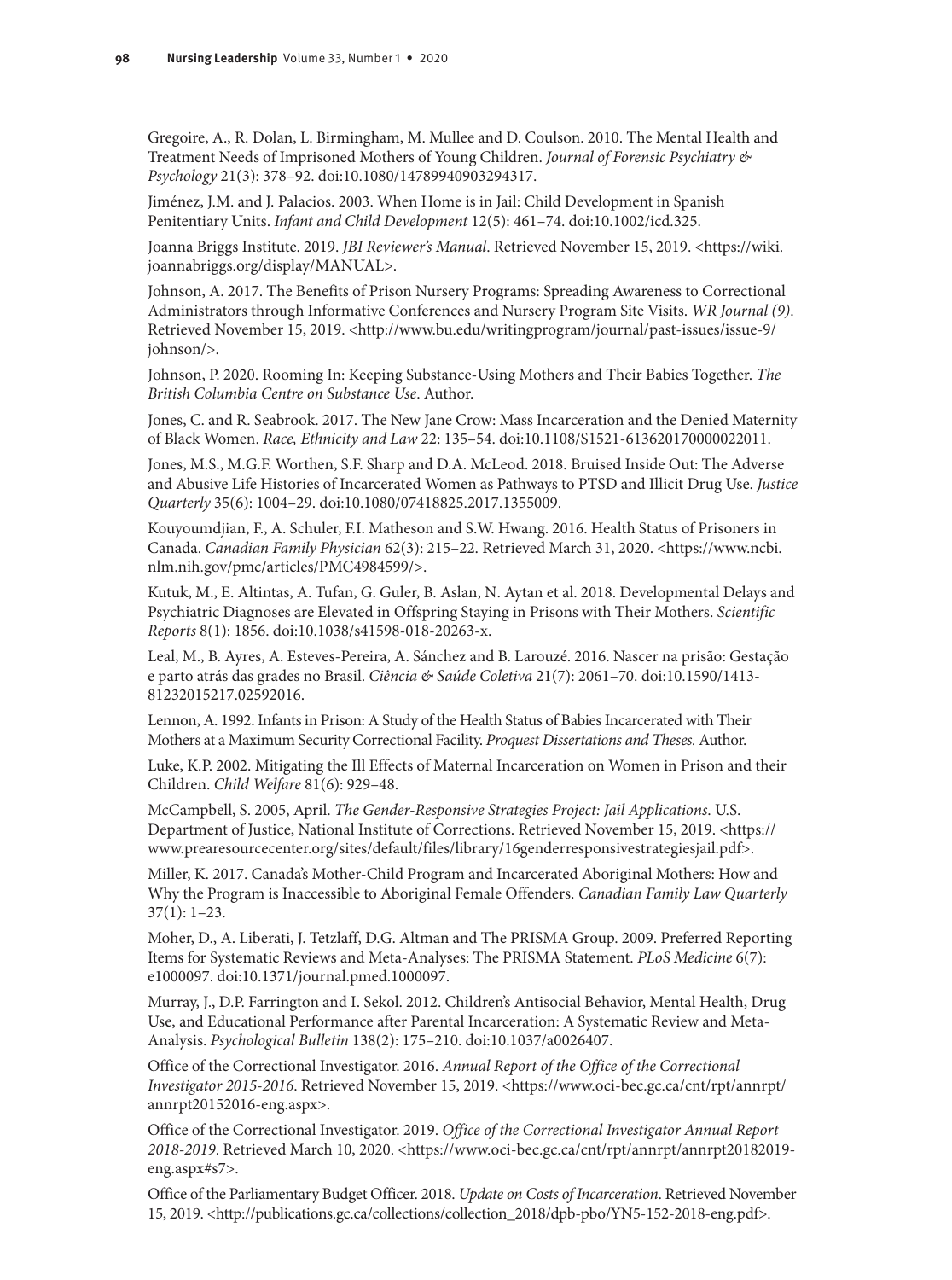Gregoire, A., R. Dolan, L. Birmingham, M. Mullee and D. Coulson. 2010. The Mental Health and Treatment Needs of Imprisoned Mothers of Young Children. *Journal of Forensic Psychiatry & Psychology* 21(3): 378–92. doi:10.1080/14789940903294317.

Jiménez, J.M. and J. Palacios. 2003. When Home is in Jail: Child Development in Spanish Penitentiary Units. *Infant and Child Development* 12(5): 461–74. doi:10.1002/icd.325.

Joanna Briggs Institute. 2019. *JBI Reviewer's Manual*. Retrieved November 15, 2019. <https://wiki.joannabriggs.org/display/MANUAL>.

Johnson, A. 2017. The Benefits of Prison Nursery Programs: Spreading Awareness to Correctional Administrators through Informative Conferences and Nursery Program Site Visits. *WR Journal (9)*. Retrieved November 15, 2019. <http://www.bu.edu/writingprogram/journal/past-issues/issue-9/johnson/>.

Johnson, P. 2020. Rooming In: Keeping Substance-Using Mothers and Their Babies Together. *The British Columbia Centre on Substance Use*. Author.

Jones, C. and R. Seabrook. 2017. The New Jane Crow: Mass Incarceration and the Denied Maternity of Black Women. *Race, Ethnicity and Law* 22: 135–54. doi:10.1108/S1521-613620170000022011.

Jones, M.S., M.G.F. Worthen, S.F. Sharp and D.A. McLeod. 2018. Bruised Inside Out: The Adverse and Abusive Life Histories of Incarcerated Women as Pathways to PTSD and Illicit Drug Use. *Justice Quarterly* 35(6): 1004–29. doi:10.1080/07418825.2017.1355009.

Kouyoumdjian, F., A. Schuler, F.I. Matheson and S.W. Hwang. 2016. Health Status of Prisoners in Canada. *Canadian Family Physician* 62(3): 215–22. Retrieved March 31, 2020. <https://www.ncbi.nlm.nih.gov/pmc/articles/PMC4984599/>.

Kutuk, M., E. Altintas, A. Tufan, G. Guler, B. Aslan, N. Aytan et al. 2018. Developmental Delays and Psychiatric Diagnoses are Elevated in Offspring Staying in Prisons with Their Mothers. *Scientific Reports* 8(1): 1856. doi:10.1038/s41598-018-20263-x.

Leal, M., B. Ayres, A. Esteves-Pereira, A. Sánchez and B. Larouzé. 2016. Nascer na prisão: Gestação e parto atrás das grades no Brasil. *Ciência & Saúde Coletiva* 21(7): 2061–70. doi:10.1590/1413-81232015217.02592016.

Lennon, A. 1992. Infants in Prison: A Study of the Health Status of Babies Incarcerated with Their Mothers at a Maximum Security Correctional Facility. *Proquest Dissertations and Theses.* Author.

Luke, K.P. 2002. Mitigating the Ill Effects of Maternal Incarceration on Women in Prison and their Children. *Child Welfare* 81(6): 929–48.

McCampbell, S. 2005, April. *The Gender-Responsive Strategies Project: Jail Applications.* U.S. Department of Justice, National Institute of Corrections. Retrieved November 15, 2019. <https://www.prearesourcecenter.org/sites/default/files/library/16genderresponsivestrategiesjail.pdf>.

Miller, K. 2017. Canada's Mother-Child Program and Incarcerated Aboriginal Mothers: How and Why the Program is Inaccessible to Aboriginal Female Offenders. *Canadian Family Law Quarterly* 37(1): 1–23.

Moher, D., A. Liberati, J. Tetzlaff, D.G. Altman and The PRISMA Group. 2009. Preferred Reporting Items for Systematic Reviews and Meta-Analyses: The PRISMA Statement. *PLoS Medicine* 6(7): e1000097. doi:10.1371/journal.pmed.1000097.

Murray, J., D.P. Farrington and I. Sekol. 2012. Children's Antisocial Behavior, Mental Health, Drug Use, and Educational Performance after Parental Incarceration: A Systematic Review and Meta-Analysis. *Psychological Bulletin* 138(2): 175–210. doi:10.1037/a0026407.

Office of the Correctional Investigator. 2016. *Annual Report of the Office of the Correctional Investigator 2015-2016*. Retrieved November 15, 2019. <https://www.oci-bec.gc.ca/cnt/rpt/annrpt/annrpt20152016-eng.aspx>.

Office of the Correctional Investigator. 2019. *Office of the Correctional Investigator Annual Report 2018-2019*. Retrieved March 10, 2020. <https://www.oci-bec.gc.ca/cnt/rpt/annrpt/annrpt20182019-eng.aspx#s7>.

Office of the Parliamentary Budget Officer. 2018. *Update on Costs of Incarceration*. Retrieved November 15, 2019. <http://publications.gc.ca/collections/collection_2018/dpb-pbo/YN5-152-2018-eng.pdf>.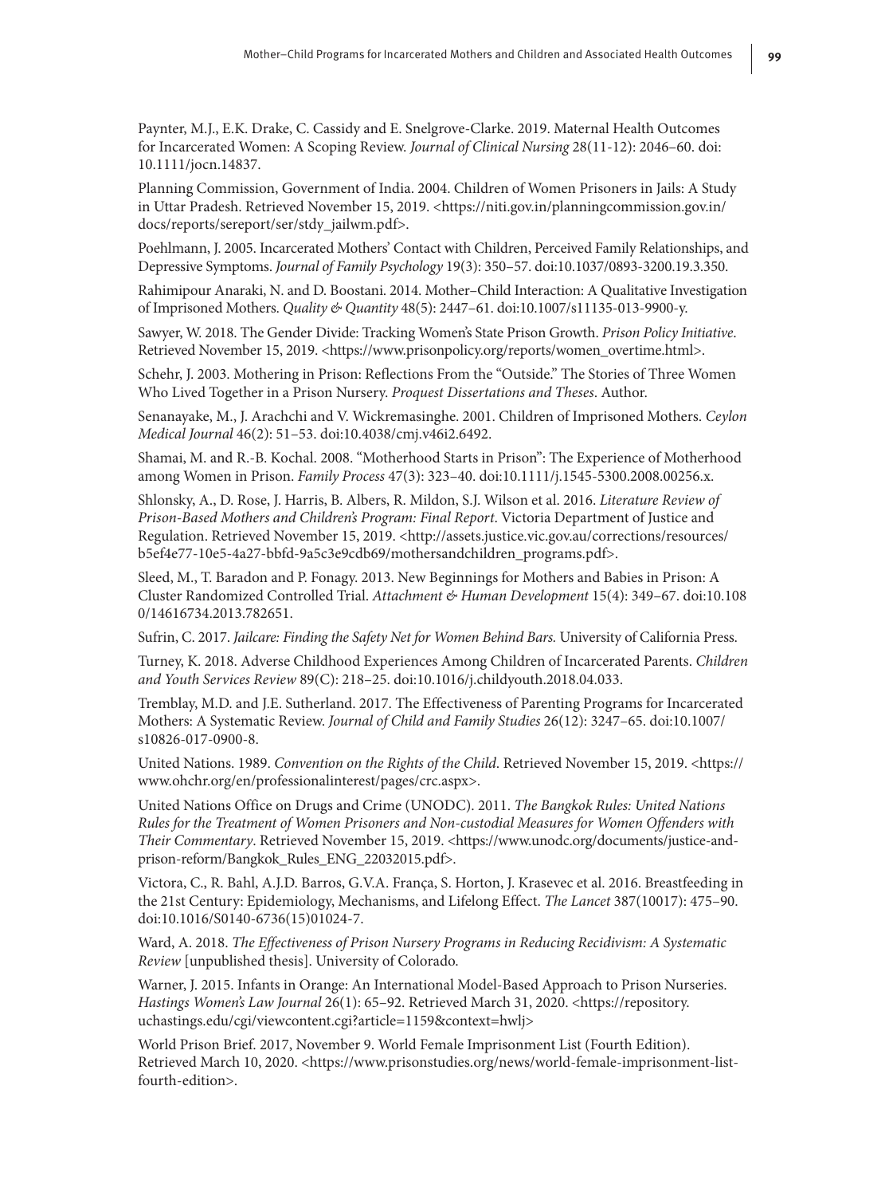Paynter, M.J., E.K. Drake, C. Cassidy and E. Snelgrove-Clarke. 2019. Maternal Health Outcomes for Incarcerated Women: A Scoping Review. *Journal of Clinical Nursing* 28(11-12): 2046–60. doi: 10.1111/jocn.14837.

Planning Commission, Government of India. 2004. Children of Women Prisoners in Jails: A Study in Uttar Pradesh. Retrieved November 15, 2019. <https://niti.gov.in/planningcommission.gov.in/docs/reports/sereport/ser/stdy_jailwm.pdf>.

Poehlmann, J. 2005. Incarcerated Mothers' Contact with Children, Perceived Family Relationships, and Depressive Symptoms. *Journal of Family Psychology* 19(3): 350–57. doi:10.1037/0893-3200.19.3.350.

Rahimipour Anaraki, N. and D. Boostani. 2014. Mother–Child Interaction: A Qualitative Investigation of Imprisoned Mothers. *Quality & Quantity* 48(5): 2447–61. doi:10.1007/s11135-013-9900-y.

Sawyer, W. 2018. The Gender Divide: Tracking Women's State Prison Growth. *Prison Policy Initiative*. Retrieved November 15, 2019. <https://www.prisonpolicy.org/reports/women_overtime.html>.

Schehr, J. 2003. Mothering in Prison: Reflections From the "Outside." The Stories of Three Women Who Lived Together in a Prison Nursery. *Proquest Dissertations and Theses*. Author.

Senanayake, M., J. Arachchi and V. Wickremasinghe. 2001. Children of Imprisoned Mothers. *Ceylon Medical Journal* 46(2): 51–53. doi:10.4038/cmj.v46i2.6492.

Shamai, M. and R.-B. Kochal. 2008. "Motherhood Starts in Prison": The Experience of Motherhood among Women in Prison. *Family Process* 47(3): 323–40. doi:10.1111/j.1545-5300.2008.00256.x.

Shlonsky, A., D. Rose, J. Harris, B. Albers, R. Mildon, S.J. Wilson et al. 2016. *Literature Review of Prison-Based Mothers and Children's Program: Final Report*. Victoria Department of Justice and Regulation. Retrieved November 15, 2019. <http://assets.justice.vic.gov.au/corrections/resources/b5ef4e77-10e5-4a27-bbfd-9a5c3e9cdb69/mothersandchildren_programs.pdf>.

Sleed, M., T. Baradon and P. Fonagy. 2013. New Beginnings for Mothers and Babies in Prison: A Cluster Randomized Controlled Trial. *Attachment & Human Development* 15(4): 349–67. doi:10.1080/14616734.2013.782651.

Sufrin, C. 2017. *Jailcare: Finding the Safety Net for Women Behind Bars.* University of California Press.

Turney, K. 2018. Adverse Childhood Experiences Among Children of Incarcerated Parents. *Children and Youth Services Review* 89(C): 218–25. doi:10.1016/j.childyouth.2018.04.033.

Tremblay, M.D. and J.E. Sutherland. 2017. The Effectiveness of Parenting Programs for Incarcerated Mothers: A Systematic Review. *Journal of Child and Family Studies* 26(12): 3247–65. doi:10.1007/s10826-017-0900-8.

United Nations. 1989. *Convention on the Rights of the Child*. Retrieved November 15, 2019. <https://www.ohchr.org/en/professionalinterest/pages/crc.aspx>.

United Nations Office on Drugs and Crime (UNODC). 2011. *The Bangkok Rules: United Nations Rules for the Treatment of Women Prisoners and Non-custodial Measures for Women Offenders with Their Commentary*. Retrieved November 15, 2019. <https://www.unodc.org/documents/justice-and-prison-reform/Bangkok_Rules_ENG_22032015.pdf>.

Victora, C., R. Bahl, A.J.D. Barros, G.V.A. França, S. Horton, J. Krasevec et al. 2016. Breastfeeding in the 21st Century: Epidemiology, Mechanisms, and Lifelong Effect. *The Lancet* 387(10017): 475–90. doi:10.1016/S0140-6736(15)01024-7.

Ward, A. 2018. *The Effectiveness of Prison Nursery Programs in Reducing Recidivism: A Systematic Review* [unpublished thesis]. University of Colorado.

Warner, J. 2015. Infants in Orange: An International Model-Based Approach to Prison Nurseries. *Hastings Women's Law Journal* 26(1): 65–92. Retrieved March 31, 2020. <https://repository.uchastings.edu/cgi/viewcontent.cgi?article=1159&context=hwlj>

World Prison Brief. 2017, November 9. World Female Imprisonment List (Fourth Edition). Retrieved March 10, 2020. <https://www.prisonstudies.org/news/world-female-imprisonment-list-fourth-edition>.